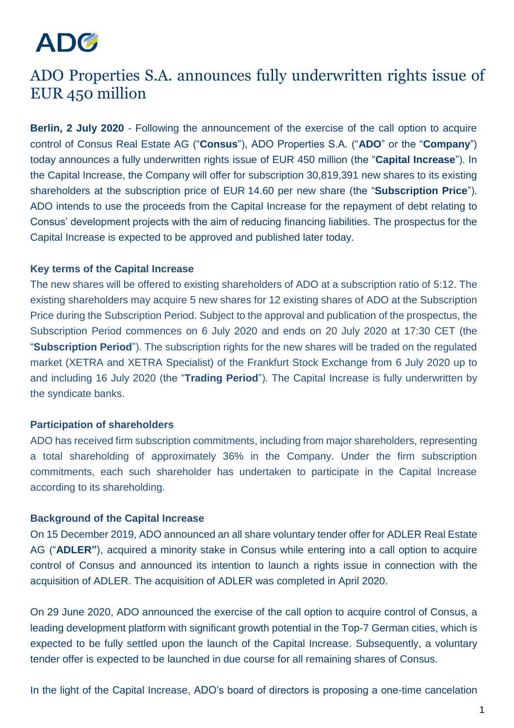ADO

# ADO Properties S.A. announces fully underwritten rights issue of EUR 450 million

**Berlin, 2 July 2020** - Following the announcement of the exercise of the call option to acquire control of Consus Real Estate AG ("**Consus**"), ADO Properties S.A. ("**ADO**" or the "**Company**") today announces a fully underwritten rights issue of EUR 450 million (the "**Capital Increase**"). In the Capital Increase, the Company will offer for subscription 30,819,391 new shares to its existing shareholders at the subscription price of EUR 14.60 per new share (the "**Subscription Price**"). ADO intends to use the proceeds from the Capital Increase for the repayment of debt relating to Consus' development projects with the aim of reducing financing liabilities. The prospectus for the Capital Increase is expected to be approved and published later today.

### Key terms of the Capital Increase

The new shares will be offered to existing shareholders of ADO at a subscription ratio of 5:12. The existing shareholders may acquire 5 new shares for 12 existing shares of ADO at the Subscription Price during the Subscription Period. Subject to the approval and publication of the prospectus, the Subscription Period commences on 6 July 2020 and ends on 20 July 2020 at 17:30 CET (the "**Subscription Period**"). The subscription rights for the new shares will be traded on the regulated market (XETRA and XETRA Specialist) of the Frankfurt Stock Exchange from 6 July 2020 up to and including 16 July 2020 (the "**Trading Period**"). The Capital Increase is fully underwritten by the syndicate banks.

### Participation of shareholders

ADO has received firm subscription commitments, including from major shareholders, representing a total shareholding of approximately 36% in the Company. Under the firm subscription commitments, each such shareholder has undertaken to participate in the Capital Increase according to its shareholding.

### Background of the Capital Increase

On 15 December 2019, ADO announced an all share voluntary tender offer for ADLER Real Estate AG ("**ADLER"**), acquired a minority stake in Consus while entering into a call option to acquire control of Consus and announced its intention to launch a rights issue in connection with the acquisition of ADLER. The acquisition of ADLER was completed in April 2020.

On 29 June 2020, ADO announced the exercise of the call option to acquire control of Consus, a leading development platform with significant growth potential in the Top-7 German cities, which is expected to be fully settled upon the launch of the Capital Increase. Subsequently, a voluntary tender offer is expected to be launched in due course for all remaining shares of Consus.

In the light of the Capital Increase, ADO's board of directors is proposing a one-time cancelation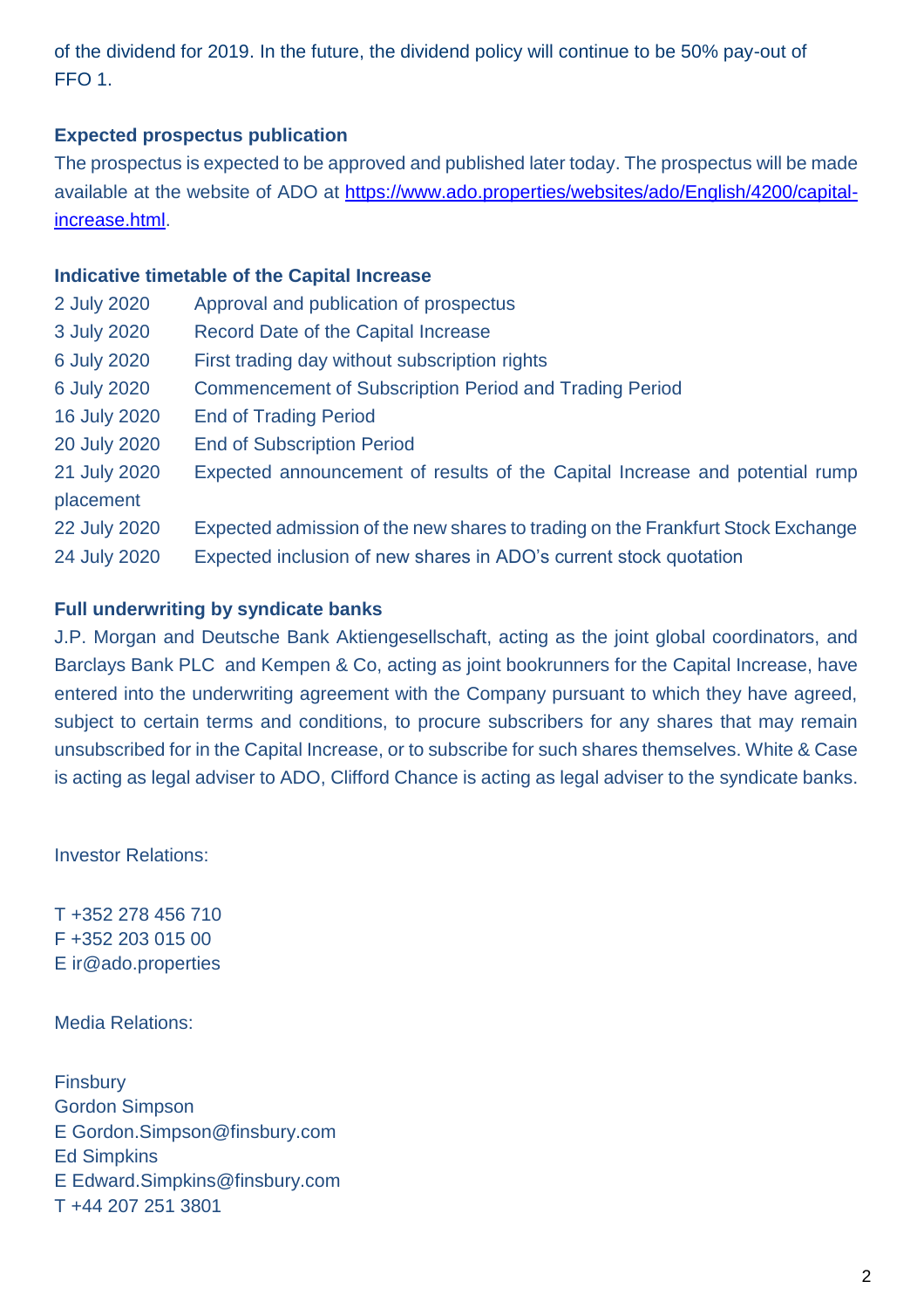of the dividend for 2019. In the future, the dividend policy will continue to be 50% pay-out of FFO 1.

**Expected prospectus publication**

The prospectus is expected to be approved and published later today. The prospectus will be made available at the website of ADO at [https://www.ado.properties/websites/ado/English/4200/capital-increase.html](https://www.ado.properties/websites/ado/English/4200/capital-increase.html).

**Indicative timetable of the Capital Increase**

| | |
|---|---|
| 2 July 2020 | Approval and publication of prospectus |
| 3 July 2020 | Record Date of the Capital Increase |
| 6 July 2020 | First trading day without subscription rights |
| 6 July 2020 | Commencement of Subscription Period and Trading Period |
| 16 July 2020 | End of Trading Period |
| 20 July 2020 | End of Subscription Period |
| 21 July 2020 | Expected announcement of results of the Capital Increase and potential rump placement |
| 22 July 2020 | Expected admission of the new shares to trading on the Frankfurt Stock Exchange |
| 24 July 2020 | Expected inclusion of new shares in ADO's current stock quotation |

**Full underwriting by syndicate banks**

J.P. Morgan and Deutsche Bank Aktiengesellschaft, acting as the joint global coordinators, and Barclays Bank PLC and Kempen & Co, acting as joint bookrunners for the Capital Increase, have entered into the underwriting agreement with the Company pursuant to which they have agreed, subject to certain terms and conditions, to procure subscribers for any shares that may remain unsubscribed for in the Capital Increase, or to subscribe for such shares themselves. White & Case is acting as legal adviser to ADO, Clifford Chance is acting as legal adviser to the syndicate banks.

Investor Relations:

T +352 278 456 710
F +352 203 015 00
E ir@ado.properties

Media Relations:

Finsbury
Gordon Simpson
E Gordon.Simpson@finsbury.com
Ed Simpkins
E Edward.Simpkins@finsbury.com
T +44 207 251 3801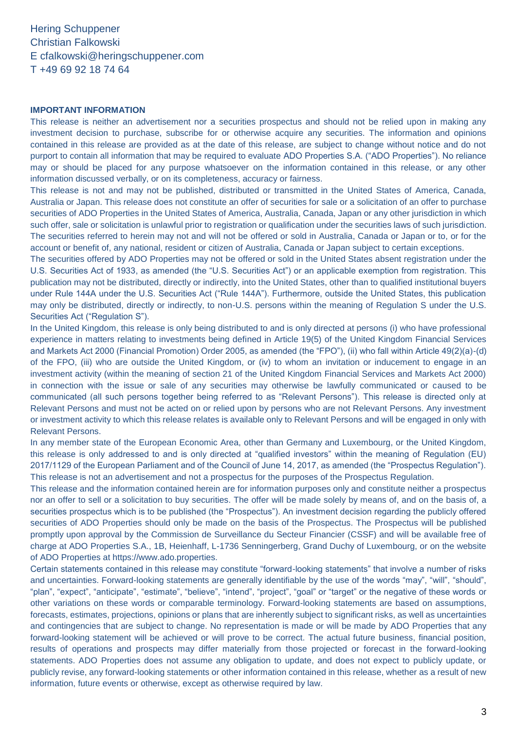Hering Schuppener
Christian Falkowski
E cfalkowski@heringschuppener.com
T +49 69 92 18 74 64

**IMPORTANT INFORMATION**

This release is neither an advertisement nor a securities prospectus and should not be relied upon in making any investment decision to purchase, subscribe for or otherwise acquire any securities. The information and opinions contained in this release are provided as at the date of this release, are subject to change without notice and do not purport to contain all information that may be required to evaluate ADO Properties S.A. ("ADO Properties"). No reliance may or should be placed for any purpose whatsoever on the information contained in this release, or any other information discussed verbally, or on its completeness, accuracy or fairness.

This release is not and may not be published, distributed or transmitted in the United States of America, Canada, Australia or Japan. This release does not constitute an offer of securities for sale or a solicitation of an offer to purchase securities of ADO Properties in the United States of America, Australia, Canada, Japan or any other jurisdiction in which such offer, sale or solicitation is unlawful prior to registration or qualification under the securities laws of such jurisdiction. The securities referred to herein may not and will not be offered or sold in Australia, Canada or Japan or to, or for the account or benefit of, any national, resident or citizen of Australia, Canada or Japan subject to certain exceptions.

The securities offered by ADO Properties may not be offered or sold in the United States absent registration under the U.S. Securities Act of 1933, as amended (the "U.S. Securities Act") or an applicable exemption from registration. This publication may not be distributed, directly or indirectly, into the United States, other than to qualified institutional buyers under Rule 144A under the U.S. Securities Act ("Rule 144A"). Furthermore, outside the United States, this publication may only be distributed, directly or indirectly, to non-U.S. persons within the meaning of Regulation S under the U.S. Securities Act ("Regulation S").

In the United Kingdom, this release is only being distributed to and is only directed at persons (i) who have professional experience in matters relating to investments being defined in Article 19(5) of the United Kingdom Financial Services and Markets Act 2000 (Financial Promotion) Order 2005, as amended (the "FPO"), (ii) who fall within Article 49(2)(a)-(d) of the FPO, (iii) who are outside the United Kingdom, or (iv) to whom an invitation or inducement to engage in an investment activity (within the meaning of section 21 of the United Kingdom Financial Services and Markets Act 2000) in connection with the issue or sale of any securities may otherwise be lawfully communicated or caused to be communicated (all such persons together being referred to as "Relevant Persons"). This release is directed only at Relevant Persons and must not be acted on or relied upon by persons who are not Relevant Persons. Any investment or investment activity to which this release relates is available only to Relevant Persons and will be engaged in only with Relevant Persons.

In any member state of the European Economic Area, other than Germany and Luxembourg, or the United Kingdom, this release is only addressed to and is only directed at "qualified investors" within the meaning of Regulation (EU) 2017/1129 of the European Parliament and of the Council of June 14, 2017, as amended (the "Prospectus Regulation"). This release is not an advertisement and not a prospectus for the purposes of the Prospectus Regulation.

This release and the information contained herein are for information purposes only and constitute neither a prospectus nor an offer to sell or a solicitation to buy securities. The offer will be made solely by means of, and on the basis of, a securities prospectus which is to be published (the "Prospectus"). An investment decision regarding the publicly offered securities of ADO Properties should only be made on the basis of the Prospectus. The Prospectus will be published promptly upon approval by the Commission de Surveillance du Secteur Financier (CSSF) and will be available free of charge at ADO Properties S.A., 1B, Heienhaff, L-1736 Senningerberg, Grand Duchy of Luxembourg, or on the website of ADO Properties at https://www.ado.properties.

Certain statements contained in this release may constitute "forward-looking statements" that involve a number of risks and uncertainties. Forward-looking statements are generally identifiable by the use of the words "may", "will", "should", "plan", "expect", "anticipate", "estimate", "believe", "intend", "project", "goal" or "target" or the negative of these words or other variations on these words or comparable terminology. Forward-looking statements are based on assumptions, forecasts, estimates, projections, opinions or plans that are inherently subject to significant risks, as well as uncertainties and contingencies that are subject to change. No representation is made or will be made by ADO Properties that any forward-looking statement will be achieved or will prove to be correct. The actual future business, financial position, results of operations and prospects may differ materially from those projected or forecast in the forward-looking statements. ADO Properties does not assume any obligation to update, and does not expect to publicly update, or publicly revise, any forward-looking statements or other information contained in this release, whether as a result of new information, future events or otherwise, except as otherwise required by law.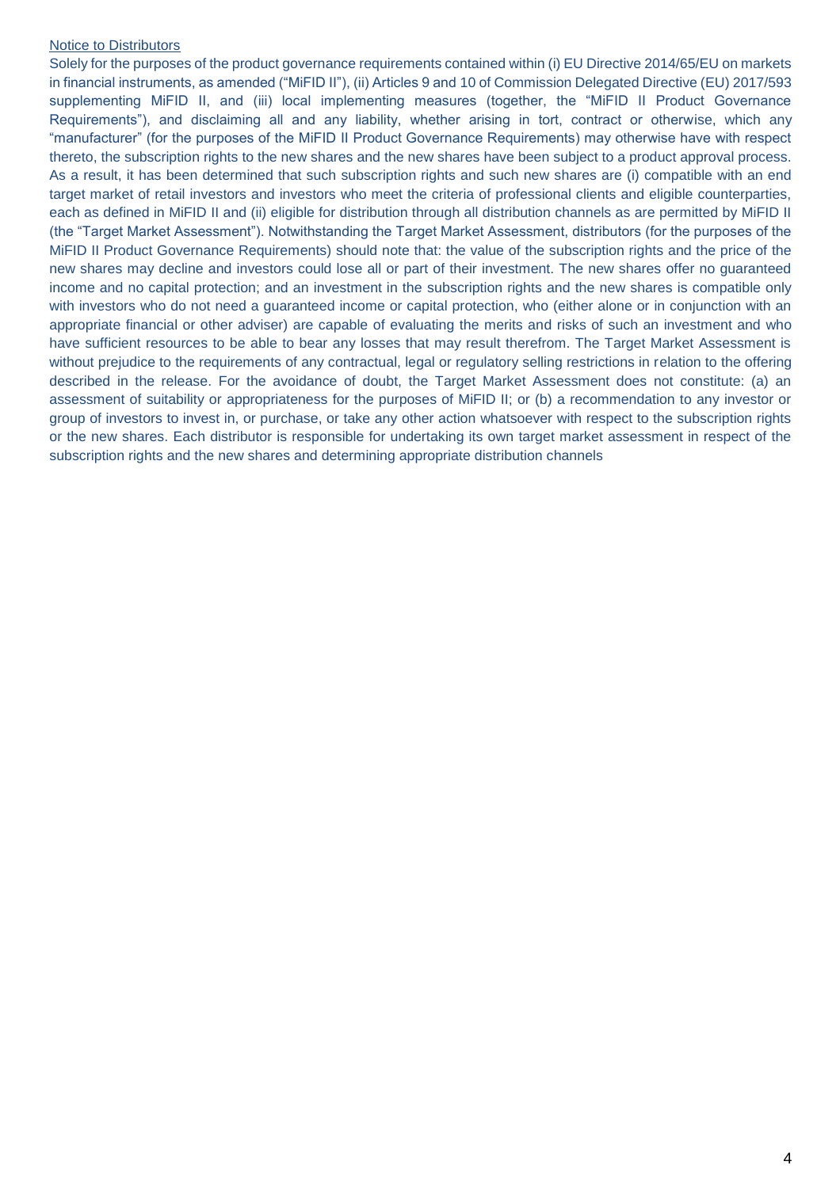Notice to Distributors

Solely for the purposes of the product governance requirements contained within (i) EU Directive 2014/65/EU on markets in financial instruments, as amended ("MiFID II"), (ii) Articles 9 and 10 of Commission Delegated Directive (EU) 2017/593 supplementing MiFID II, and (iii) local implementing measures (together, the "MiFID II Product Governance Requirements"), and disclaiming all and any liability, whether arising in tort, contract or otherwise, which any "manufacturer" (for the purposes of the MiFID II Product Governance Requirements) may otherwise have with respect thereto, the subscription rights to the new shares and the new shares have been subject to a product approval process. As a result, it has been determined that such subscription rights and such new shares are (i) compatible with an end target market of retail investors and investors who meet the criteria of professional clients and eligible counterparties, each as defined in MiFID II and (ii) eligible for distribution through all distribution channels as are permitted by MiFID II (the "Target Market Assessment"). Notwithstanding the Target Market Assessment, distributors (for the purposes of the MiFID II Product Governance Requirements) should note that: the value of the subscription rights and the price of the new shares may decline and investors could lose all or part of their investment. The new shares offer no guaranteed income and no capital protection; and an investment in the subscription rights and the new shares is compatible only with investors who do not need a guaranteed income or capital protection, who (either alone or in conjunction with an appropriate financial or other adviser) are capable of evaluating the merits and risks of such an investment and who have sufficient resources to be able to bear any losses that may result therefrom. The Target Market Assessment is without prejudice to the requirements of any contractual, legal or regulatory selling restrictions in relation to the offering described in the release. For the avoidance of doubt, the Target Market Assessment does not constitute: (a) an assessment of suitability or appropriateness for the purposes of MiFID II; or (b) a recommendation to any investor or group of investors to invest in, or purchase, or take any other action whatsoever with respect to the subscription rights or the new shares. Each distributor is responsible for undertaking its own target market assessment in respect of the subscription rights and the new shares and determining appropriate distribution channels